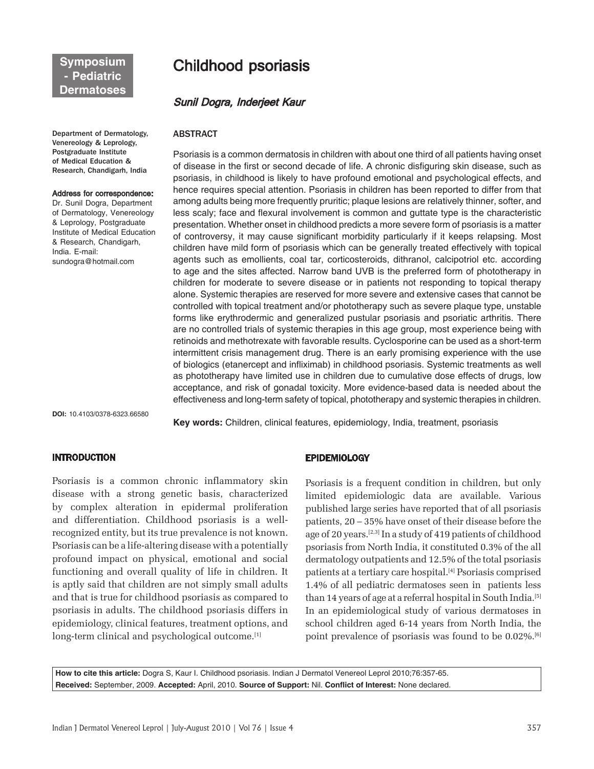Symposium - Pediatric Dermatoses

# Childhood psoriasis

*Sunil Dogra, Inderjeet Kaur*

Department of Dermatology, Venereology & Leprology, Postgraduate Institute of Medical Education & Research, Chandigarh, India

**Address for correspondence:** Dr. Sunil Dogra, Department of Dermatology, Venereology & Leprology, Postgraduate Institute of Medical Education & Research, Chandigarh, India. E-mail: sundogra@hotmail.com

**DOI:** 10.4103/0378-6323.66580

## ABSTRACT

Psoriasis is a common dermatosis in children with about one third of all patients having onset of disease in the first or second decade of life. A chronic disfiguring skin disease, such as psoriasis, in childhood is likely to have profound emotional and psychological effects, and hence requires special attention. Psoriasis in children has been reported to differ from that among adults being more frequently pruritic; plaque lesions are relatively thinner, softer, and less scaly; face and flexural involvement is common and guttate type is the characteristic presentation. Whether onset in childhood predicts a more severe form of psoriasis is a matter of controversy, it may cause significant morbidity particularly if it keeps relapsing. Most children have mild form of psoriasis which can be generally treated effectively with topical agents such as emollients, coal tar, corticosteroids, dithranol, calcipotriol etc. according to age and the sites affected. Narrow band UVB is the preferred form of phototherapy in children for moderate to severe disease or in patients not responding to topical therapy alone. Systemic therapies are reserved for more severe and extensive cases that cannot be controlled with topical treatment and/or phototherapy such as severe plaque type, unstable forms like erythrodermic and generalized pustular psoriasis and psoriatic arthritis. There are no controlled trials of systemic therapies in this age group, most experience being with retinoids and methotrexate with favorable results. Cyclosporine can be used as a short-term intermittent crisis management drug. There is an early promising experience with the use of biologics (etanercept and infliximab) in childhood psoriasis. Systemic treatments as well as phototherapy have limited use in children due to cumulative dose effects of drugs, low acceptance, and risk of gonadal toxicity. More evidence-based data is needed about the effectiveness and long-term safety of topical, phototherapy and systemic therapies in children.

**Key words:** Children, clinical features, epidemiology, India, treatment, psoriasis

## INTRODUCTION

Psoriasis is a common chronic inflammatory skin disease with a strong genetic basis, characterized by complex alteration in epidermal proliferation and differentiation. Childhood psoriasis is a well-recognized entity, but its true prevalence is not known. Psoriasis can be a life-altering disease with a potentially profound impact on physical, emotional and social functioning and overall quality of life in children. It is aptly said that children are not simply small adults and that is true for childhood psoriasis as compared to psoriasis in adults. The childhood psoriasis differs in epidemiology, clinical features, treatment options, and long-term clinical and psychological outcome.[1]

## EPIDEMIOLOGY

Psoriasis is a frequent condition in children, but only limited epidemiologic data are available. Various published large series have reported that of all psoriasis patients, 20 – 35% have onset of their disease before the age of 20 years.[2,3] In a study of 419 patients of childhood psoriasis from North India, it constituted 0.3% of the all dermatology outpatients and 12.5% of the total psoriasis patients at a tertiary care hospital.[4] Psoriasis comprised 1.4% of all pediatric dermatoses seen in patients less than 14 years of age at a referral hospital in South India.[5] In an epidemiological study of various dermatoses in school children aged 6-14 years from North India, the point prevalence of psoriasis was found to be 0.02%.[6]

**How to cite this article:** Dogra S, Kaur I. Childhood psoriasis. Indian J Dermatol Venereol Leprol 2010;76:357-65.
**Received:** September, 2009. **Accepted:** April, 2010. **Source of Support:** Nil. **Conflict of Interest:** None declared.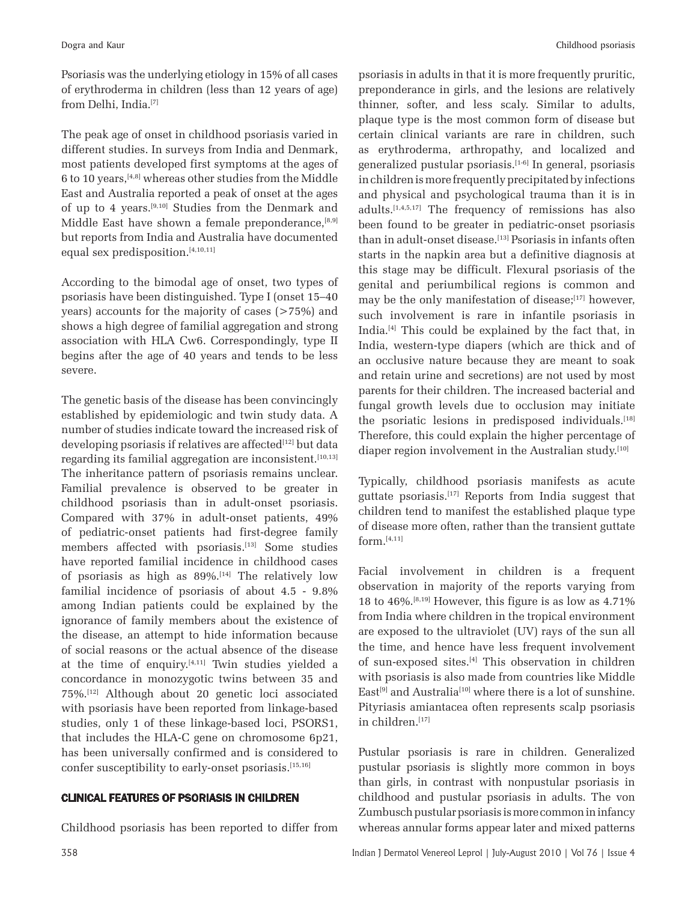Psoriasis was the underlying etiology in 15% of all cases of erythroderma in children (less than 12 years of age) from Delhi, India.[7]

The peak age of onset in childhood psoriasis varied in different studies. In surveys from India and Denmark, most patients developed first symptoms at the ages of 6 to 10 years,[4,8] whereas other studies from the Middle East and Australia reported a peak of onset at the ages of up to 4 years.[9,10] Studies from the Denmark and Middle East have shown a female preponderance,[8,9] but reports from India and Australia have documented equal sex predisposition.[4,10,11]

According to the bimodal age of onset, two types of psoriasis have been distinguished. Type I (onset 15–40 years) accounts for the majority of cases (>75%) and shows a high degree of familial aggregation and strong association with HLA Cw6. Correspondingly, type II begins after the age of 40 years and tends to be less severe.

The genetic basis of the disease has been convincingly established by epidemiologic and twin study data. A number of studies indicate toward the increased risk of developing psoriasis if relatives are affected[12] but data regarding its familial aggregation are inconsistent.[10,13] The inheritance pattern of psoriasis remains unclear. Familial prevalence is observed to be greater in childhood psoriasis than in adult-onset psoriasis. Compared with 37% in adult-onset patients, 49% of pediatric-onset patients had first-degree family members affected with psoriasis.[13] Some studies have reported familial incidence in childhood cases of psoriasis as high as 89%.[14] The relatively low familial incidence of psoriasis of about 4.5 - 9.8% among Indian patients could be explained by the ignorance of family members about the existence of the disease, an attempt to hide information because of social reasons or the actual absence of the disease at the time of enquiry.[4,11] Twin studies yielded a concordance in monozygotic twins between 35 and 75%.[12] Although about 20 genetic loci associated with psoriasis have been reported from linkage-based studies, only 1 of these linkage-based loci, PSORS1, that includes the HLA-C gene on chromosome 6p21, has been universally confirmed and is considered to confer susceptibility to early-onset psoriasis.[15,16]

## CLINICAL FEATURES OF PSORIASIS IN CHILDREN

Childhood psoriasis has been reported to differ from psoriasis in adults in that it is more frequently pruritic, preponderance in girls, and the lesions are relatively thinner, softer, and less scaly. Similar to adults, plaque type is the most common form of disease but certain clinical variants are rare in children, such as erythroderma, arthropathy, and localized and generalized pustular psoriasis.[1-6] In general, psoriasis in children is more frequently precipitated by infections and physical and psychological trauma than it is in adults.[1,4,5,17] The frequency of remissions has also been found to be greater in pediatric-onset psoriasis than in adult-onset disease.[13] Psoriasis in infants often starts in the napkin area but a definitive diagnosis at this stage may be difficult. Flexural psoriasis of the genital and periumbilical regions is common and may be the only manifestation of disease;[17] however, such involvement is rare in infantile psoriasis in India.[4] This could be explained by the fact that, in India, western-type diapers (which are thick and of an occlusive nature because they are meant to soak and retain urine and secretions) are not used by most parents for their children. The increased bacterial and fungal growth levels due to occlusion may initiate the psoriatic lesions in predisposed individuals.[18] Therefore, this could explain the higher percentage of diaper region involvement in the Australian study.[10]

Typically, childhood psoriasis manifests as acute guttate psoriasis.[17] Reports from India suggest that children tend to manifest the established plaque type of disease more often, rather than the transient guttate form.[4,11]

Facial involvement in children is a frequent observation in majority of the reports varying from 18 to 46%.[8,19] However, this figure is as low as 4.71% from India where children in the tropical environment are exposed to the ultraviolet (UV) rays of the sun all the time, and hence have less frequent involvement of sun-exposed sites.[4] This observation in children with psoriasis is also made from countries like Middle East[9] and Australia[10] where there is a lot of sunshine. Pityriasis amiantacea often represents scalp psoriasis in children.[17]

Pustular psoriasis is rare in children. Generalized pustular psoriasis is slightly more common in boys than girls, in contrast with nonpustular psoriasis in childhood and pustular psoriasis in adults. The von Zumbusch pustular psoriasis is more common in infancy whereas annular forms appear later and mixed patterns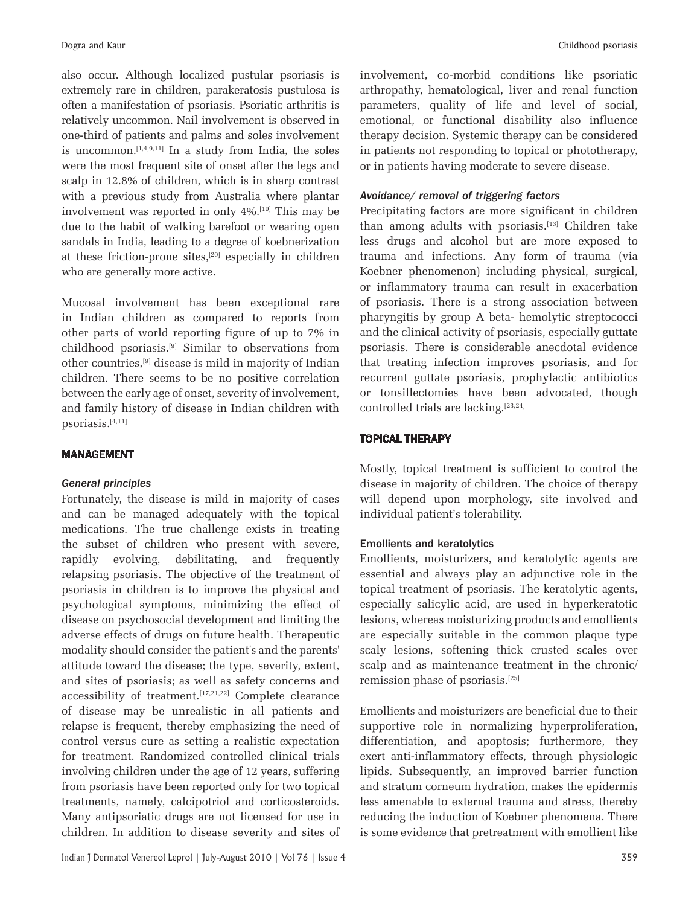also occur. Although localized pustular psoriasis is extremely rare in children, parakeratosis pustulosa is often a manifestation of psoriasis. Psoriatic arthritis is relatively uncommon. Nail involvement is observed in one-third of patients and palms and soles involvement is uncommon.[1,4,9,11] In a study from India, the soles were the most frequent site of onset after the legs and scalp in 12.8% of children, which is in sharp contrast with a previous study from Australia where plantar involvement was reported in only 4%.[10] This may be due to the habit of walking barefoot or wearing open sandals in India, leading to a degree of koebnerization at these friction-prone sites,[20] especially in children who are generally more active.

Mucosal involvement has been exceptional rare in Indian children as compared to reports from other parts of world reporting figure of up to 7% in childhood psoriasis.[9] Similar to observations from other countries,[9] disease is mild in majority of Indian children. There seems to be no positive correlation between the early age of onset, severity of involvement, and family history of disease in Indian children with psoriasis.[4,11]

## MANAGEMENT

### *General principles*

Fortunately, the disease is mild in majority of cases and can be managed adequately with the topical medications. The true challenge exists in treating the subset of children who present with severe, rapidly evolving, debilitating, and frequently relapsing psoriasis. The objective of the treatment of psoriasis in children is to improve the physical and psychological symptoms, minimizing the effect of disease on psychosocial development and limiting the adverse effects of drugs on future health. Therapeutic modality should consider the patient's and the parents' attitude toward the disease; the type, severity, extent, and sites of psoriasis; as well as safety concerns and accessibility of treatment.[17,21,22] Complete clearance of disease may be unrealistic in all patients and relapse is frequent, thereby emphasizing the need of control versus cure as setting a realistic expectation for treatment. Randomized controlled clinical trials involving children under the age of 12 years, suffering from psoriasis have been reported only for two topical treatments, namely, calcipotriol and corticosteroids. Many antipsoriatic drugs are not licensed for use in children. In addition to disease severity and sites of involvement, co-morbid conditions like psoriatic arthropathy, hematological, liver and renal function parameters, quality of life and level of social, emotional, or functional disability also influence therapy decision. Systemic therapy can be considered in patients not responding to topical or phototherapy, or in patients having moderate to severe disease.

### *Avoidance/ removal of triggering factors*

Precipitating factors are more significant in children than among adults with psoriasis.[13] Children take less drugs and alcohol but are more exposed to trauma and infections. Any form of trauma (via Koebner phenomenon) including physical, surgical, or inflammatory trauma can result in exacerbation of psoriasis. There is a strong association between pharyngitis by group A beta- hemolytic streptococci and the clinical activity of psoriasis, especially guttate psoriasis. There is considerable anecdotal evidence that treating infection improves psoriasis, and for recurrent guttate psoriasis, prophylactic antibiotics or tonsillectomies have been advocated, though controlled trials are lacking.[23,24]

## TOPICAL THERAPY

Mostly, topical treatment is sufficient to control the disease in majority of children. The choice of therapy will depend upon morphology, site involved and individual patient's tolerability.

### Emollients and keratolytics

Emollients, moisturizers, and keratolytic agents are essential and always play an adjunctive role in the topical treatment of psoriasis. The keratolytic agents, especially salicylic acid, are used in hyperkeratotic lesions, whereas moisturizing products and emollients are especially suitable in the common plaque type scaly lesions, softening thick crusted scales over scalp and as maintenance treatment in the chronic/ remission phase of psoriasis.[25]

Emollients and moisturizers are beneficial due to their supportive role in normalizing hyperproliferation, differentiation, and apoptosis; furthermore, they exert anti-inflammatory effects, through physiologic lipids. Subsequently, an improved barrier function and stratum corneum hydration, makes the epidermis less amenable to external trauma and stress, thereby reducing the induction of Koebner phenomena. There is some evidence that pretreatment with emollient like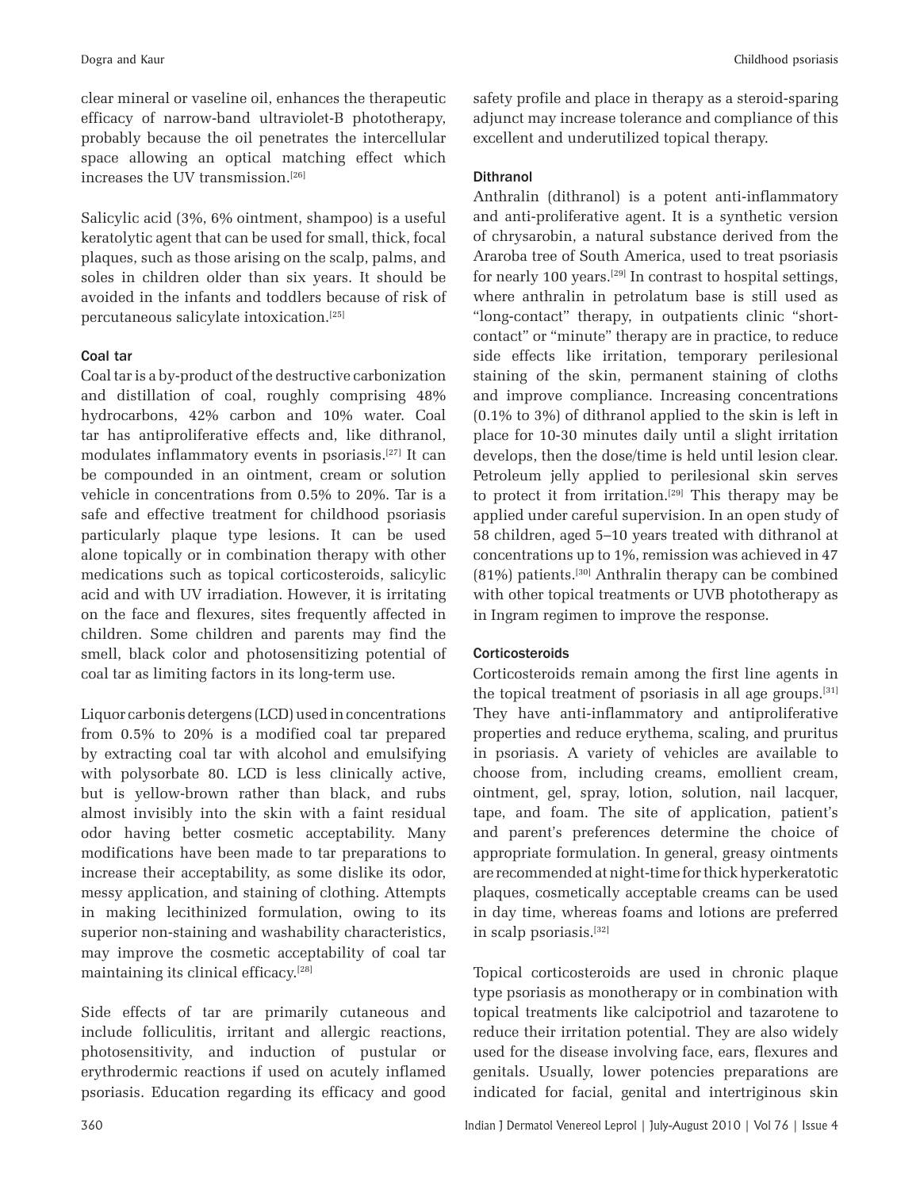clear mineral or vaseline oil, enhances the therapeutic efficacy of narrow-band ultraviolet-B phototherapy, probably because the oil penetrates the intercellular space allowing an optical matching effect which increases the UV transmission.[26]

Salicylic acid (3%, 6% ointment, shampoo) is a useful keratolytic agent that can be used for small, thick, focal plaques, such as those arising on the scalp, palms, and soles in children older than six years. It should be avoided in the infants and toddlers because of risk of percutaneous salicylate intoxication.[25]

#### Coal tar

Coal tar is a by-product of the destructive carbonization and distillation of coal, roughly comprising 48% hydrocarbons, 42% carbon and 10% water. Coal tar has antiproliferative effects and, like dithranol, modulates inflammatory events in psoriasis.[27] It can be compounded in an ointment, cream or solution vehicle in concentrations from 0.5% to 20%. Tar is a safe and effective treatment for childhood psoriasis particularly plaque type lesions. It can be used alone topically or in combination therapy with other medications such as topical corticosteroids, salicylic acid and with UV irradiation. However, it is irritating on the face and flexures, sites frequently affected in children. Some children and parents may find the smell, black color and photosensitizing potential of coal tar as limiting factors in its long-term use.

Liquor carbonis detergens (LCD) used in concentrations from 0.5% to 20% is a modified coal tar prepared by extracting coal tar with alcohol and emulsifying with polysorbate 80. LCD is less clinically active, but is yellow-brown rather than black, and rubs almost invisibly into the skin with a faint residual odor having better cosmetic acceptability. Many modifications have been made to tar preparations to increase their acceptability, as some dislike its odor, messy application, and staining of clothing. Attempts in making lecithinized formulation, owing to its superior non-staining and washability characteristics, may improve the cosmetic acceptability of coal tar maintaining its clinical efficacy.[28]

Side effects of tar are primarily cutaneous and include folliculitis, irritant and allergic reactions, photosensitivity, and induction of pustular or erythrodermic reactions if used on acutely inflamed psoriasis. Education regarding its efficacy and good safety profile and place in therapy as a steroid-sparing adjunct may increase tolerance and compliance of this excellent and underutilized topical therapy.

#### Dithranol

Anthralin (dithranol) is a potent anti-inflammatory and anti-proliferative agent. It is a synthetic version of chrysarobin, a natural substance derived from the Araroba tree of South America, used to treat psoriasis for nearly 100 years.[29] In contrast to hospital settings, where anthralin in petrolatum base is still used as "long-contact" therapy, in outpatients clinic "short-contact" or "minute" therapy are in practice, to reduce side effects like irritation, temporary perilesional staining of the skin, permanent staining of cloths and improve compliance. Increasing concentrations (0.1% to 3%) of dithranol applied to the skin is left in place for 10-30 minutes daily until a slight irritation develops, then the dose/time is held until lesion clear. Petroleum jelly applied to perilesional skin serves to protect it from irritation.[29] This therapy may be applied under careful supervision. In an open study of 58 children, aged 5–10 years treated with dithranol at concentrations up to 1%, remission was achieved in 47 (81%) patients.[30] Anthralin therapy can be combined with other topical treatments or UVB phototherapy as in Ingram regimen to improve the response.

#### Corticosteroids

Corticosteroids remain among the first line agents in the topical treatment of psoriasis in all age groups.[31] They have anti-inflammatory and antiproliferative properties and reduce erythema, scaling, and pruritus in psoriasis. A variety of vehicles are available to choose from, including creams, emollient cream, ointment, gel, spray, lotion, solution, nail lacquer, tape, and foam. The site of application, patient's and parent's preferences determine the choice of appropriate formulation. In general, greasy ointments are recommended at night-time for thick hyperkeratotic plaques, cosmetically acceptable creams can be used in day time, whereas foams and lotions are preferred in scalp psoriasis.[32]

Topical corticosteroids are used in chronic plaque type psoriasis as monotherapy or in combination with topical treatments like calcipotriol and tazarotene to reduce their irritation potential. They are also widely used for the disease involving face, ears, flexures and genitals. Usually, lower potencies preparations are indicated for facial, genital and intertriginous skin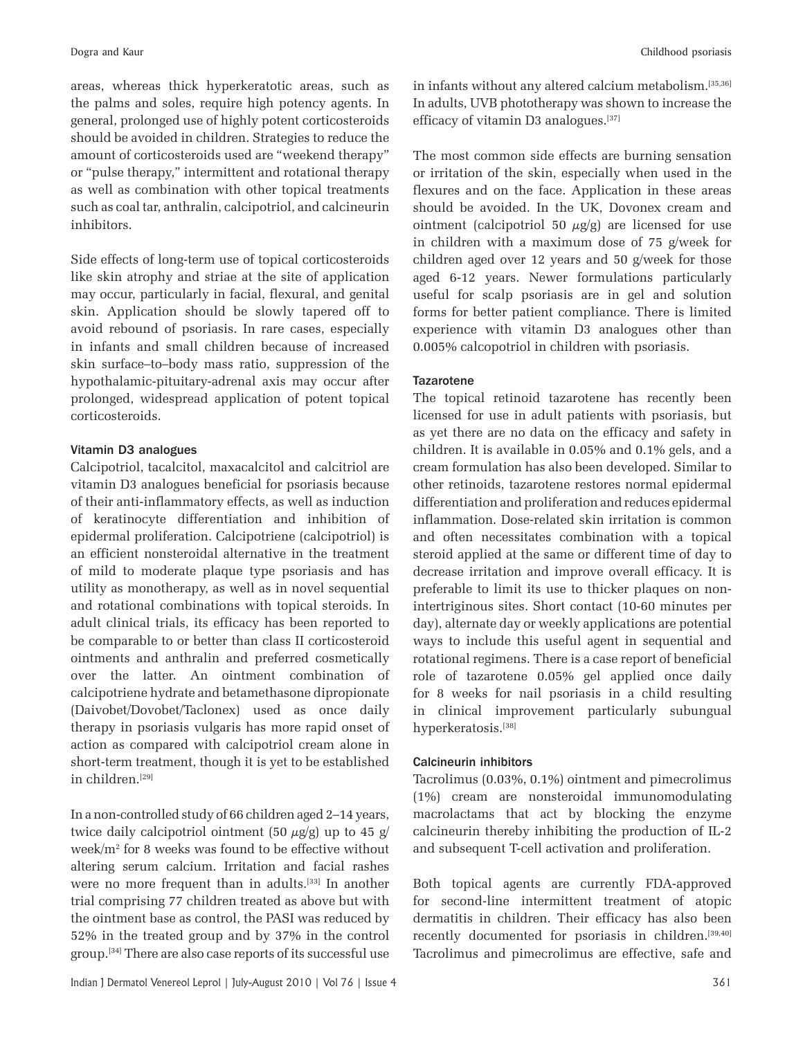areas, whereas thick hyperkeratotic areas, such as the palms and soles, require high potency agents. In general, prolonged use of highly potent corticosteroids should be avoided in children. Strategies to reduce the amount of corticosteroids used are "weekend therapy" or "pulse therapy," intermittent and rotational therapy as well as combination with other topical treatments such as coal tar, anthralin, calcipotriol, and calcineurin inhibitors.

Side effects of long-term use of topical corticosteroids like skin atrophy and striae at the site of application may occur, particularly in facial, flexural, and genital skin. Application should be slowly tapered off to avoid rebound of psoriasis. In rare cases, especially in infants and small children because of increased skin surface–to–body mass ratio, suppression of the hypothalamic-pituitary-adrenal axis may occur after prolonged, widespread application of potent topical corticosteroids.

#### Vitamin D3 analogues

Calcipotriol, tacalcitol, maxacalcitol and calcitriol are vitamin D3 analogues beneficial for psoriasis because of their anti-inflammatory effects, as well as induction of keratinocyte differentiation and inhibition of epidermal proliferation. Calcipotriene (calcipotriol) is an efficient nonsteroidal alternative in the treatment of mild to moderate plaque type psoriasis and has utility as monotherapy, as well as in novel sequential and rotational combinations with topical steroids. In adult clinical trials, its efficacy has been reported to be comparable to or better than class II corticosteroid ointments and anthralin and preferred cosmetically over the latter. An ointment combination of calcipotriene hydrate and betamethasone dipropionate (Daivobet/Dovobet/Taclonex) used as once daily therapy in psoriasis vulgaris has more rapid onset of action as compared with calcipotriol cream alone in short-term treatment, though it is yet to be established in children.[29]

In a non-controlled study of 66 children aged 2–14 years, twice daily calcipotriol ointment (50 $\mu$g/g) up to 45 g/week/m$^2$ for 8 weeks was found to be effective without altering serum calcium. Irritation and facial rashes were no more frequent than in adults.[33] In another trial comprising 77 children treated as above but with the ointment base as control, the PASI was reduced by 52% in the treated group and by 37% in the control group.[34] There are also case reports of its successful use in infants without any altered calcium metabolism.[35,36] In adults, UVB phototherapy was shown to increase the efficacy of vitamin D3 analogues.[37]

The most common side effects are burning sensation or irritation of the skin, especially when used in the flexures and on the face. Application in these areas should be avoided. In the UK, Dovonex cream and ointment (calcipotriol 50 $\mu$g/g) are licensed for use in children with a maximum dose of 75 g/week for children aged over 12 years and 50 g/week for those aged 6-12 years. Newer formulations particularly useful for scalp psoriasis are in gel and solution forms for better patient compliance. There is limited experience with vitamin D3 analogues other than 0.005% calcopotriol in children with psoriasis.

#### Tazarotene

The topical retinoid tazarotene has recently been licensed for use in adult patients with psoriasis, but as yet there are no data on the efficacy and safety in children. It is available in 0.05% and 0.1% gels, and a cream formulation has also been developed. Similar to other retinoids, tazarotene restores normal epidermal differentiation and proliferation and reduces epidermal inflammation. Dose-related skin irritation is common and often necessitates combination with a topical steroid applied at the same or different time of day to decrease irritation and improve overall efficacy. It is preferable to limit its use to thicker plaques on non-intertriginous sites. Short contact (10-60 minutes per day), alternate day or weekly applications are potential ways to include this useful agent in sequential and rotational regimens. There is a case report of beneficial role of tazarotene 0.05% gel applied once daily for 8 weeks for nail psoriasis in a child resulting in clinical improvement particularly subungual hyperkeratosis.[38]

#### Calcineurin inhibitors

Tacrolimus (0.03%, 0.1%) ointment and pimecrolimus (1%) cream are nonsteroidal immunomodulating macrolactams that act by blocking the enzyme calcineurin thereby inhibiting the production of IL-2 and subsequent T-cell activation and proliferation.

Both topical agents are currently FDA-approved for second-line intermittent treatment of atopic dermatitis in children. Their efficacy has also been recently documented for psoriasis in children.[39,40] Tacrolimus and pimecrolimus are effective, safe and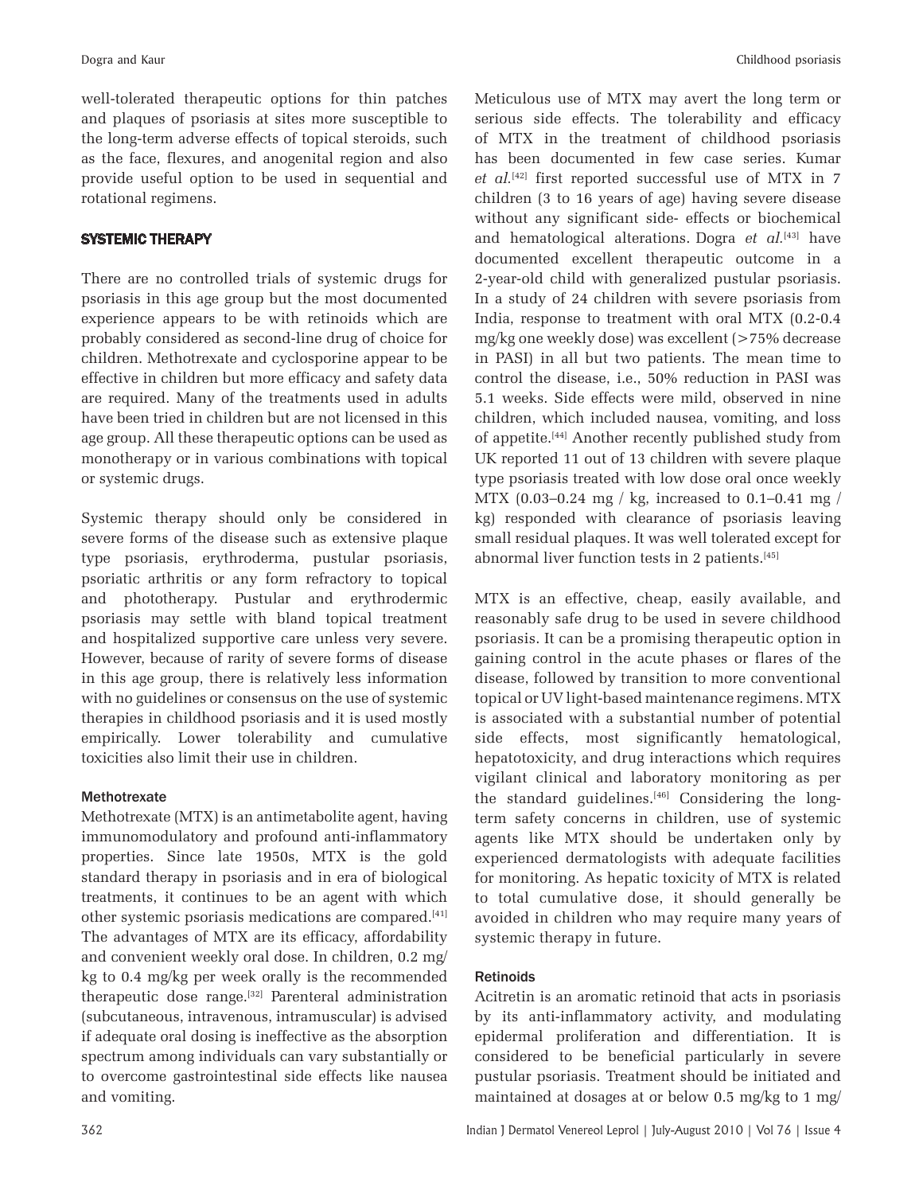well-tolerated therapeutic options for thin patches and plaques of psoriasis at sites more susceptible to the long-term adverse effects of topical steroids, such as the face, flexures, and anogenital region and also provide useful option to be used in sequential and rotational regimens.

## SYSTEMIC THERAPY

There are no controlled trials of systemic drugs for psoriasis in this age group but the most documented experience appears to be with retinoids which are probably considered as second-line drug of choice for children. Methotrexate and cyclosporine appear to be effective in children but more efficacy and safety data are required. Many of the treatments used in adults have been tried in children but are not licensed in this age group. All these therapeutic options can be used as monotherapy or in various combinations with topical or systemic drugs.

Systemic therapy should only be considered in severe forms of the disease such as extensive plaque type psoriasis, erythroderma, pustular psoriasis, psoriatic arthritis or any form refractory to topical and phototherapy. Pustular and erythrodermic psoriasis may settle with bland topical treatment and hospitalized supportive care unless very severe. However, because of rarity of severe forms of disease in this age group, there is relatively less information with no guidelines or consensus on the use of systemic therapies in childhood psoriasis and it is used mostly empirically. Lower tolerability and cumulative toxicities also limit their use in children.

### Methotrexate

Methotrexate (MTX) is an antimetabolite agent, having immunomodulatory and profound anti-inflammatory properties. Since late 1950s, MTX is the gold standard therapy in psoriasis and in era of biological treatments, it continues to be an agent with which other systemic psoriasis medications are compared.[41] The advantages of MTX are its efficacy, affordability and convenient weekly oral dose. In children, 0.2 mg/kg to 0.4 mg/kg per week orally is the recommended therapeutic dose range.[32] Parenteral administration (subcutaneous, intravenous, intramuscular) is advised if adequate oral dosing is ineffective as the absorption spectrum among individuals can vary substantially or to overcome gastrointestinal side effects like nausea and vomiting.

Meticulous use of MTX may avert the long term or serious side effects. The tolerability and efficacy of MTX in the treatment of childhood psoriasis has been documented in few case series. Kumar *et al.*[42] first reported successful use of MTX in 7 children (3 to 16 years of age) having severe disease without any significant side- effects or biochemical and hematological alterations. Dogra *et al.*[43] have documented excellent therapeutic outcome in a 2-year-old child with generalized pustular psoriasis. In a study of 24 children with severe psoriasis from India, response to treatment with oral MTX (0.2-0.4 mg/kg one weekly dose) was excellent (>75% decrease in PASI) in all but two patients. The mean time to control the disease, i.e., 50% reduction in PASI was 5.1 weeks. Side effects were mild, observed in nine children, which included nausea, vomiting, and loss of appetite.[44] Another recently published study from UK reported 11 out of 13 children with severe plaque type psoriasis treated with low dose oral once weekly MTX (0.03–0.24 mg / kg, increased to 0.1–0.41 mg / kg) responded with clearance of psoriasis leaving small residual plaques. It was well tolerated except for abnormal liver function tests in 2 patients.[45]

MTX is an effective, cheap, easily available, and reasonably safe drug to be used in severe childhood psoriasis. It can be a promising therapeutic option in gaining control in the acute phases or flares of the disease, followed by transition to more conventional topical or UV light-based maintenance regimens. MTX is associated with a substantial number of potential side effects, most significantly hematological, hepatotoxicity, and drug interactions which requires vigilant clinical and laboratory monitoring as per the standard guidelines.[46] Considering the long-term safety concerns in children, use of systemic agents like MTX should be undertaken only by experienced dermatologists with adequate facilities for monitoring. As hepatic toxicity of MTX is related to total cumulative dose, it should generally be avoided in children who may require many years of systemic therapy in future.

### Retinoids

Acitretin is an aromatic retinoid that acts in psoriasis by its anti-inflammatory activity, and modulating epidermal proliferation and differentiation. It is considered to be beneficial particularly in severe pustular psoriasis. Treatment should be initiated and maintained at dosages at or below 0.5 mg/kg to 1 mg/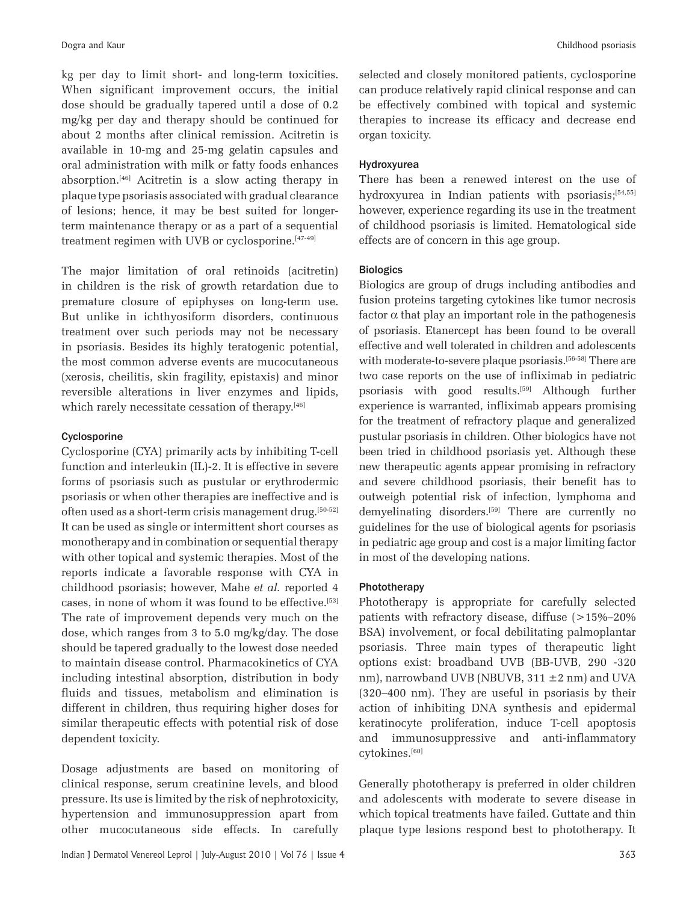kg per day to limit short- and long-term toxicities. When significant improvement occurs, the initial dose should be gradually tapered until a dose of 0.2 mg/kg per day and therapy should be continued for about 2 months after clinical remission. Acitretin is available in 10-mg and 25-mg gelatin capsules and oral administration with milk or fatty foods enhances absorption.[46] Acitretin is a slow acting therapy in plaque type psoriasis associated with gradual clearance of lesions; hence, it may be best suited for longer-term maintenance therapy or as a part of a sequential treatment regimen with UVB or cyclosporine.[47-49]

The major limitation of oral retinoids (acitretin) in children is the risk of growth retardation due to premature closure of epiphyses on long-term use. But unlike in ichthyosiform disorders, continuous treatment over such periods may not be necessary in psoriasis. Besides its highly teratogenic potential, the most common adverse events are mucocutaneous (xerosis, cheilitis, skin fragility, epistaxis) and minor reversible alterations in liver enzymes and lipids, which rarely necessitate cessation of therapy.[46]

### Cyclosporine

Cyclosporine (CYA) primarily acts by inhibiting T-cell function and interleukin (IL)-2. It is effective in severe forms of psoriasis such as pustular or erythrodermic psoriasis or when other therapies are ineffective and is often used as a short-term crisis management drug.[50-52] It can be used as single or intermittent short courses as monotherapy and in combination or sequential therapy with other topical and systemic therapies. Most of the reports indicate a favorable response with CYA in childhood psoriasis; however, Mahe *et al.* reported 4 cases, in none of whom it was found to be effective.[53] The rate of improvement depends very much on the dose, which ranges from 3 to 5.0 mg/kg/day. The dose should be tapered gradually to the lowest dose needed to maintain disease control. Pharmacokinetics of CYA including intestinal absorption, distribution in body fluids and tissues, metabolism and elimination is different in children, thus requiring higher doses for similar therapeutic effects with potential risk of dose dependent toxicity.

Dosage adjustments are based on monitoring of clinical response, serum creatinine levels, and blood pressure. Its use is limited by the risk of nephrotoxicity, hypertension and immunosuppression apart from other mucocutaneous side effects. In carefully selected and closely monitored patients, cyclosporine can produce relatively rapid clinical response and can be effectively combined with topical and systemic therapies to increase its efficacy and decrease end organ toxicity.

### Hydroxyurea

There has been a renewed interest on the use of hydroxyurea in Indian patients with psoriasis;[54,55] however, experience regarding its use in the treatment of childhood psoriasis is limited. Hematological side effects are of concern in this age group.

### Biologics

Biologics are group of drugs including antibodies and fusion proteins targeting cytokines like tumor necrosis factor $\alpha$ that play an important role in the pathogenesis of psoriasis. Etanercept has been found to be overall effective and well tolerated in children and adolescents with moderate-to-severe plaque psoriasis.[56-58] There are two case reports on the use of infliximab in pediatric psoriasis with good results.[59] Although further experience is warranted, infliximab appears promising for the treatment of refractory plaque and generalized pustular psoriasis in children. Other biologics have not been tried in childhood psoriasis yet. Although these new therapeutic agents appear promising in refractory and severe childhood psoriasis, their benefit has to outweigh potential risk of infection, lymphoma and demyelinating disorders.[59] There are currently no guidelines for the use of biological agents for psoriasis in pediatric age group and cost is a major limiting factor in most of the developing nations.

### Phototherapy

Phototherapy is appropriate for carefully selected patients with refractory disease, diffuse (>15%–20% BSA) involvement, or focal debilitating palmoplantar psoriasis. Three main types of therapeutic light options exist: broadband UVB (BB-UVB, 290 -320 nm), narrowband UVB (NBUVB, 311 $\pm$2 nm) and UVA (320–400 nm). They are useful in psoriasis by their action of inhibiting DNA synthesis and epidermal keratinocyte proliferation, induce T-cell apoptosis and immunosuppressive and anti-inflammatory cytokines.[60]

Generally phototherapy is preferred in older children and adolescents with moderate to severe disease in which topical treatments have failed. Guttate and thin plaque type lesions respond best to phototherapy. It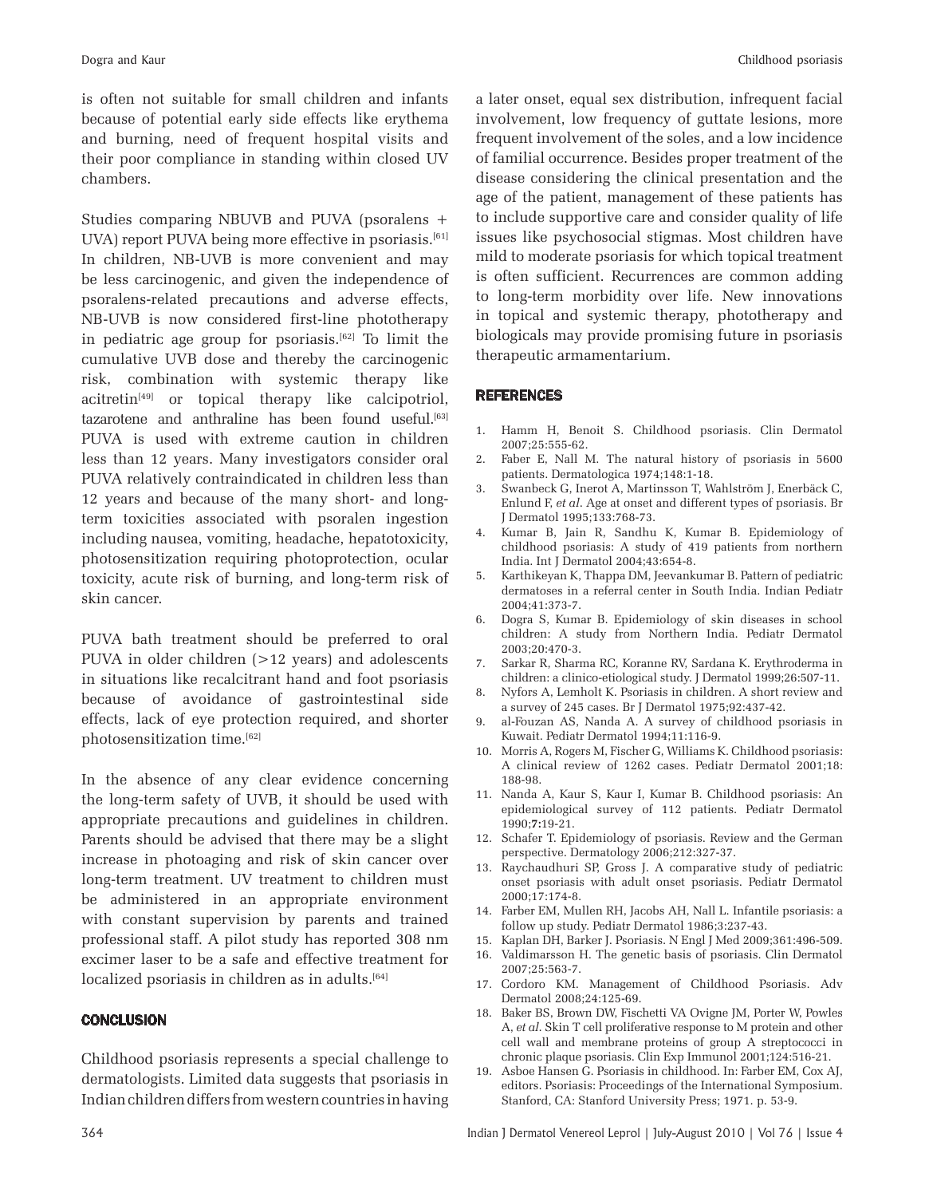is often not suitable for small children and infants because of potential early side effects like erythema and burning, need of frequent hospital visits and their poor compliance in standing within closed UV chambers.

Studies comparing NBUVB and PUVA (psoralens + UVA) report PUVA being more effective in psoriasis.[61] In children, NB-UVB is more convenient and may be less carcinogenic, and given the independence of psoralens-related precautions and adverse effects, NB-UVB is now considered first-line phototherapy in pediatric age group for psoriasis.[62] To limit the cumulative UVB dose and thereby the carcinogenic risk, combination with systemic therapy like acitretin[49] or topical therapy like calcipotriol, tazarotene and anthraline has been found useful.[63] PUVA is used with extreme caution in children less than 12 years. Many investigators consider oral PUVA relatively contraindicated in children less than 12 years and because of the many short- and long-term toxicities associated with psoralen ingestion including nausea, vomiting, headache, hepatotoxicity, photosensitization requiring photoprotection, ocular toxicity, acute risk of burning, and long-term risk of skin cancer.

PUVA bath treatment should be preferred to oral PUVA in older children (>12 years) and adolescents in situations like recalcitrant hand and foot psoriasis because of avoidance of gastrointestinal side effects, lack of eye protection required, and shorter photosensitization time.[62]

In the absence of any clear evidence concerning the long-term safety of UVB, it should be used with appropriate precautions and guidelines in children. Parents should be advised that there may be a slight increase in photoaging and risk of skin cancer over long-term treatment. UV treatment to children must be administered in an appropriate environment with constant supervision by parents and trained professional staff. A pilot study has reported 308 nm excimer laser to be a safe and effective treatment for localized psoriasis in children as in adults.[64]

## CONCLUSION

Childhood psoriasis represents a special challenge to dermatologists. Limited data suggests that psoriasis in Indian children differs from western countries in having a later onset, equal sex distribution, infrequent facial involvement, low frequency of guttate lesions, more frequent involvement of the soles, and a low incidence of familial occurrence. Besides proper treatment of the disease considering the clinical presentation and the age of the patient, management of these patients has to include supportive care and consider quality of life issues like psychosocial stigmas. Most children have mild to moderate psoriasis for which topical treatment is often sufficient. Recurrences are common adding to long-term morbidity over life. New innovations in topical and systemic therapy, phototherapy and biologicals may provide promising future in psoriasis therapeutic armamentarium.

## REFERENCES

1. Hamm H, Benoit S. Childhood psoriasis. Clin Dermatol 2007;25:555-62.
2. Faber E, Nall M. The natural history of psoriasis in 5600 patients. Dermatologica 1974;148:1-18.
3. Swanbeck G, Inerot A, Martinsson T, Wahlström J, Enerbäck C, Enlund F, *et al*. Age at onset and different types of psoriasis. Br J Dermatol 1995;133:768-73.
4. Kumar B, Jain R, Sandhu K, Kumar B. Epidemiology of childhood psoriasis: A study of 419 patients from northern India. Int J Dermatol 2004;43:654-8.
5. Karthikeyan K, Thappa DM, Jeevankumar B. Pattern of pediatric dermatoses in a referral center in South India. Indian Pediatr 2004;41:373-7.
6. Dogra S, Kumar B. Epidemiology of skin diseases in school children: A study from Northern India. Pediatr Dermatol 2003;20:470-3.
7. Sarkar R, Sharma RC, Koranne RV, Sardana K. Erythroderma in children: a clinico-etiological study. J Dermatol 1999;26:507-11.
8. Nyfors A, Lemholt K. Psoriasis in children. A short review and a survey of 245 cases. Br J Dermatol 1975;92:437-42.
9. al-Fouzan AS, Nanda A. A survey of childhood psoriasis in Kuwait. Pediatr Dermatol 1994;11:116-9.
10. Morris A, Rogers M, Fischer G, Williams K. Childhood psoriasis: A clinical review of 1262 cases. Pediatr Dermatol 2001;18: 188-98.
11. Nanda A, Kaur S, Kaur I, Kumar B. Childhood psoriasis: An epidemiological survey of 112 patients. Pediatr Dermatol 1990;**7:**19-21.
12. Schafer T. Epidemiology of psoriasis. Review and the German perspective. Dermatology 2006;212:327-37.
13. Raychaudhuri SP, Gross J. A comparative study of pediatric onset psoriasis with adult onset psoriasis. Pediatr Dermatol 2000;17:174-8.
14. Farber EM, Mullen RH, Jacobs AH, Nall L. Infantile psoriasis: a follow up study. Pediatr Dermatol 1986;3:237-43.
15. Kaplan DH, Barker J. Psoriasis. N Engl J Med 2009;361:496-509.
16. Valdimarsson H. The genetic basis of psoriasis. Clin Dermatol 2007;25:563-7.
17. Cordoro KM. Management of Childhood Psoriasis. Adv Dermatol 2008;24:125-69.
18. Baker BS, Brown DW, Fischetti VA Ovigne JM, Porter W, Powles A, *et al*. Skin T cell proliferative response to M protein and other cell wall and membrane proteins of group A streptococci in chronic plaque psoriasis. Clin Exp Immunol 2001;124:516-21.
19. Asboe Hansen G. Psoriasis in childhood. In: Farber EM, Cox AJ, editors. Psoriasis: Proceedings of the International Symposium. Stanford, CA: Stanford University Press; 1971. p. 53-9.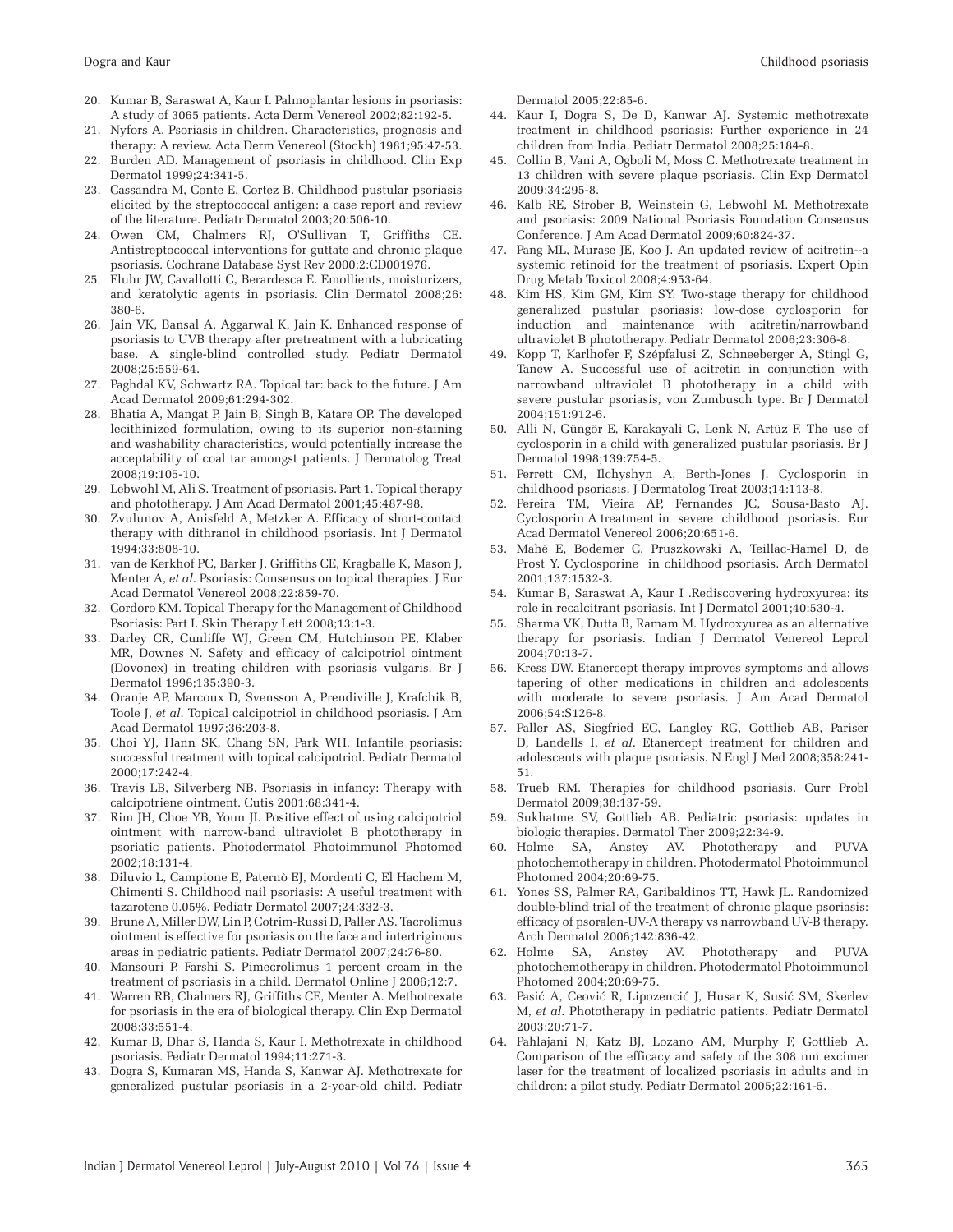20. Kumar B, Saraswat A, Kaur I. Palmoplantar lesions in psoriasis: A study of 3065 patients. Acta Derm Venereol 2002;82:192-5.
21. Nyfors A. Psoriasis in children. Characteristics, prognosis and therapy: A review. Acta Derm Venereol (Stockh) 1981;95:47-53.
22. Burden AD. Management of psoriasis in childhood. Clin Exp Dermatol 1999;24:341-5.
23. Cassandra M, Conte E, Cortez B. Childhood pustular psoriasis elicited by the streptococcal antigen: a case report and review of the literature. Pediatr Dermatol 2003;20:506-10.
24. Owen CM, Chalmers RJ, O'Sullivan T, Griffiths CE. Antistreptococcal interventions for guttate and chronic plaque psoriasis. Cochrane Database Syst Rev 2000;2:CD001976.
25. Fluhr JW, Cavallotti C, Berardesca E. Emollients, moisturizers, and keratolytic agents in psoriasis. Clin Dermatol 2008;26: 380-6.
26. Jain VK, Bansal A, Aggarwal K, Jain K. Enhanced response of psoriasis to UVB therapy after pretreatment with a lubricating base. A single-blind controlled study. Pediatr Dermatol 2008;25:559-64.
27. Paghdal KV, Schwartz RA. Topical tar: back to the future. J Am Acad Dermatol 2009;61:294-302.
28. Bhatia A, Mangat P, Jain B, Singh B, Katare OP. The developed lecithinized formulation, owing to its superior non-staining and washability characteristics, would potentially increase the acceptability of coal tar amongst patients. J Dermatolog Treat 2008;19:105-10.
29. Lebwohl M, Ali S. Treatment of psoriasis. Part 1. Topical therapy and phototherapy. J Am Acad Dermatol 2001;45:487-98.
30. Zvulunov A, Anisfeld A, Metzker A. Efficacy of short-contact therapy with dithranol in childhood psoriasis. Int J Dermatol 1994;33:808-10.
31. van de Kerkhof PC, Barker J, Griffiths CE, Kragballe K, Mason J, Menter A, *et al*. Psoriasis: Consensus on topical therapies. J Eur Acad Dermatol Venereol 2008;22:859-70.
32. Cordoro KM. Topical Therapy for the Management of Childhood Psoriasis: Part I. Skin Therapy Lett 2008;13:1-3.
33. Darley CR, Cunliffe WJ, Green CM, Hutchinson PE, Klaber MR, Downes N. Safety and efficacy of calcipotriol ointment (Dovonex) in treating children with psoriasis vulgaris. Br J Dermatol 1996;135:390-3.
34. Oranje AP, Marcoux D, Svensson A, Prendiville J, Krafchik B, Toole J, *et al*. Topical calcipotriol in childhood psoriasis. J Am Acad Dermatol 1997;36:203-8.
35. Choi YJ, Hann SK, Chang SN, Park WH. Infantile psoriasis: successful treatment with topical calcipotriol. Pediatr Dermatol 2000;17:242-4.
36. Travis LB, Silverberg NB. Psoriasis in infancy: Therapy with calcipotriene ointment. Cutis 2001;68:341-4.
37. Rim JH, Choe YB, Youn JI. Positive effect of using calcipotriol ointment with narrow-band ultraviolet B phototherapy in psoriatic patients. Photodermatol Photoimmunol Photomed 2002;18:131-4.
38. Diluvio L, Campione E, Paternò EJ, Mordenti C, El Hachem M, Chimenti S. Childhood nail psoriasis: A useful treatment with tazarotene 0.05%. Pediatr Dermatol 2007;24:332-3.
39. Brune A, Miller DW, Lin P, Cotrim-Russi D, Paller AS. Tacrolimus ointment is effective for psoriasis on the face and intertriginous areas in pediatric patients. Pediatr Dermatol 2007;24:76-80.
40. Mansouri P, Farshi S. Pimecrolimus 1 percent cream in the treatment of psoriasis in a child. Dermatol Online J 2006;12:7.
41. Warren RB, Chalmers RJ, Griffiths CE, Menter A. Methotrexate for psoriasis in the era of biological therapy. Clin Exp Dermatol 2008;33:551-4.
42. Kumar B, Dhar S, Handa S, Kaur I. Methotrexate in childhood psoriasis. Pediatr Dermatol 1994;11:271-3.
43. Dogra S, Kumaran MS, Handa S, Kanwar AJ. Methotrexate for generalized pustular psoriasis in a 2-year-old child. Pediatr Dermatol 2005;22:85-6.
44. Kaur I, Dogra S, De D, Kanwar AJ. Systemic methotrexate treatment in childhood psoriasis: Further experience in 24 children from India. Pediatr Dermatol 2008;25:184-8.
45. Collin B, Vani A, Ogboli M, Moss C. Methotrexate treatment in 13 children with severe plaque psoriasis. Clin Exp Dermatol 2009;34:295-8.
46. Kalb RE, Strober B, Weinstein G, Lebwohl M. Methotrexate and psoriasis: 2009 National Psoriasis Foundation Consensus Conference. J Am Acad Dermatol 2009;60:824-37.
47. Pang ML, Murase JE, Koo J. An updated review of acitretin--a systemic retinoid for the treatment of psoriasis. Expert Opin Drug Metab Toxicol 2008;4:953-64.
48. Kim HS, Kim GM, Kim SY. Two-stage therapy for childhood generalized pustular psoriasis: low-dose cyclosporin for induction and maintenance with acitretin/narrowband ultraviolet B phototherapy. Pediatr Dermatol 2006;23:306-8.
49. Kopp T, Karlhofer F, Szépfalusi Z, Schneeberger A, Stingl G, Tanew A. Successful use of acitretin in conjunction with narrowband ultraviolet B phototherapy in a child with severe pustular psoriasis, von Zumbusch type. Br J Dermatol 2004;151:912-6.
50. Alli N, Güngör E, Karakayali G, Lenk N, Artüz F. The use of cyclosporin in a child with generalized pustular psoriasis. Br J Dermatol 1998;139:754-5.
51. Perrett CM, Ilchyshyn A, Berth-Jones J. Cyclosporin in childhood psoriasis. J Dermatolog Treat 2003;14:113-8.
52. Pereira TM, Vieira AP, Fernandes JC, Sousa-Basto AJ. Cyclosporin A treatment in severe childhood psoriasis. Eur Acad Dermatol Venereol 2006;20:651-6.
53. Mahé E, Bodemer C, Pruszkowski A, Teillac-Hamel D, de Prost Y. Cyclosporine in childhood psoriasis. Arch Dermatol 2001;137:1532-3.
54. Kumar B, Saraswat A, Kaur I .Rediscovering hydroxyurea: its role in recalcitrant psoriasis. Int J Dermatol 2001;40:530-4.
55. Sharma VK, Dutta B, Ramam M. Hydroxyurea as an alternative therapy for psoriasis. Indian J Dermatol Venereol Leprol 2004;70:13-7.
56. Kress DW. Etanercept therapy improves symptoms and allows tapering of other medications in children and adolescents with moderate to severe psoriasis. J Am Acad Dermatol 2006;54:S126-8.
57. Paller AS, Siegfried EC, Langley RG, Gottlieb AB, Pariser D, Landells I, *et al*. Etanercept treatment for children and adolescents with plaque psoriasis. N Engl J Med 2008;358:241-51.
58. Trueb RM. Therapies for childhood psoriasis. Curr Probl Dermatol 2009;38:137-59.
59. Sukhatme SV, Gottlieb AB. Pediatric psoriasis: updates in biologic therapies. Dermatol Ther 2009;22:34-9.
60. Holme SA, Anstey AV. Phototherapy and PUVA photochemotherapy in children. Photodermatol Photoimmunol Photomed 2004;20:69-75.
61. Yones SS, Palmer RA, Garibaldinos TT, Hawk JL. Randomized double-blind trial of the treatment of chronic plaque psoriasis: efficacy of psoralen-UV-A therapy vs narrowband UV-B therapy. Arch Dermatol 2006;142:836-42.
62. Holme SA, Anstey AV. Phototherapy and PUVA photochemotherapy in children. Photodermatol Photoimmunol Photomed 2004;20:69-75.
63. Pasić A, Ceović R, Lipozencić J, Husar K, Susić SM, Skerlev M, *et al*. Phototherapy in pediatric patients. Pediatr Dermatol 2003;20:71-7.
64. Pahlajani N, Katz BJ, Lozano AM, Murphy F, Gottlieb A. Comparison of the efficacy and safety of the 308 nm excimer laser for the treatment of localized psoriasis in adults and in children: a pilot study. Pediatr Dermatol 2005;22:161-5.